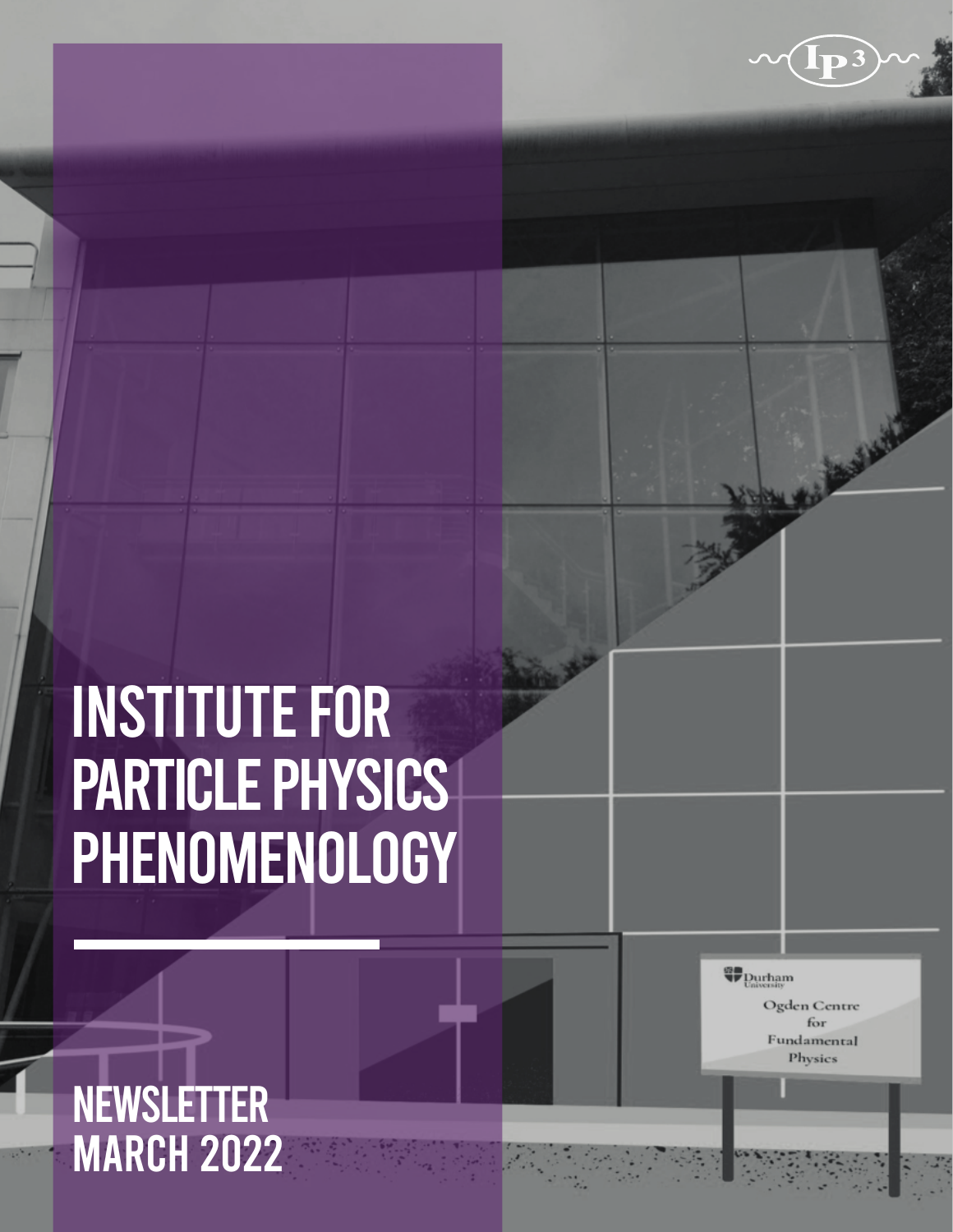# INSTITUTE FOR PARTICLE PHYSICS PHENOMENOLOGY

## NEWSLETTER MARCH 2022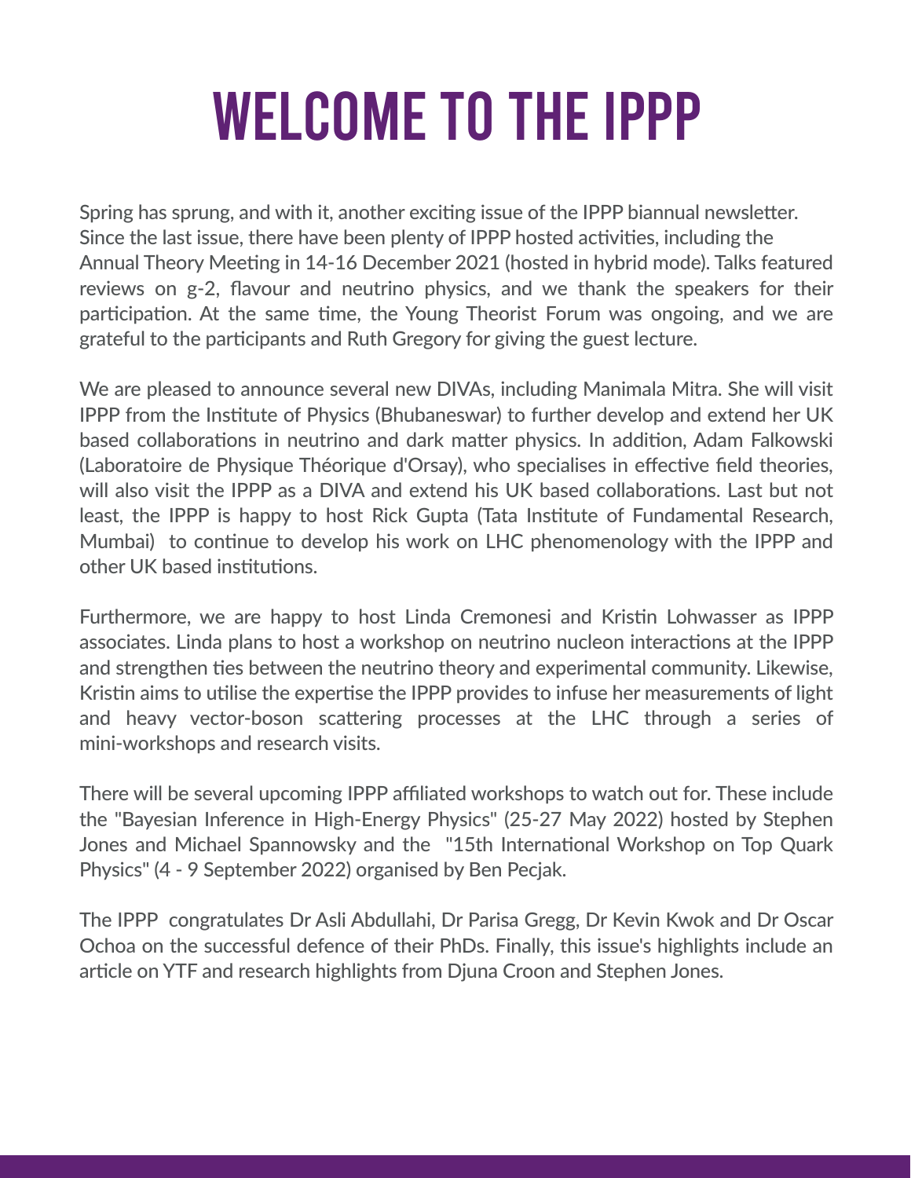# WELCOME TO THE IPPP

Spring has sprung, and with it, another exciting issue of the IPPP biannual newsletter. Since the last issue, there have been plenty of IPPP hosted activities, including the Annual Theory Meeting in 14-16 December 2021 (hosted in hybrid mode). Talks featured reviews on g-2, flavour and neutrino physics, and we thank the speakers for their participation. At the same time, the Young Theorist Forum was ongoing, and we are grateful to the participants and Ruth Gregory for giving the guest lecture.

We are pleased to announce several new DIVAs, including Manimala Mitra. She will visit IPPP from the Institute of Physics (Bhubaneswar) to further develop and extend her UK based collaborations in neutrino and dark matter physics. In addition, Adam Falkowski (Laboratoire de Physique Théorique d'Orsay), who specialises in effective field theories, will also visit the IPPP as a DIVA and extend his UK based collaborations. Last but not least, the IPPP is happy to host Rick Gupta (Tata Institute of Fundamental Research, Mumbai) to continue to develop his work on LHC phenomenology with the IPPP and other UK based institutions.

Furthermore, we are happy to host Linda Cremonesi and Kristin Lohwasser as IPPP associates. Linda plans to host a workshop on neutrino nucleon interactions at the IPPP and strengthen ties between the neutrino theory and experimental community. Likewise, Kristin aims to utilise the expertise the IPPP provides to infuse her measurements of light and heavy vector-boson scattering processes at the LHC through a series of mini-workshops and research visits.

There will be several upcoming IPPP affiliated workshops to watch out for. These include the "Bayesian Inference in High-Energy Physics" (25-27 May 2022) hosted by Stephen Jones and Michael Spannowsky and the "15th International Workshop on Top Quark Physics" (4 - 9 September 2022) organised by Ben Pecjak.

The IPPP congratulates Dr Asli Abdullahi, Dr Parisa Gregg, Dr Kevin Kwok and Dr Oscar Ochoa on the successful defence of their PhDs. Finally, this issue's highlights include an article on YTF and research highlights from Djuna Croon and Stephen Jones.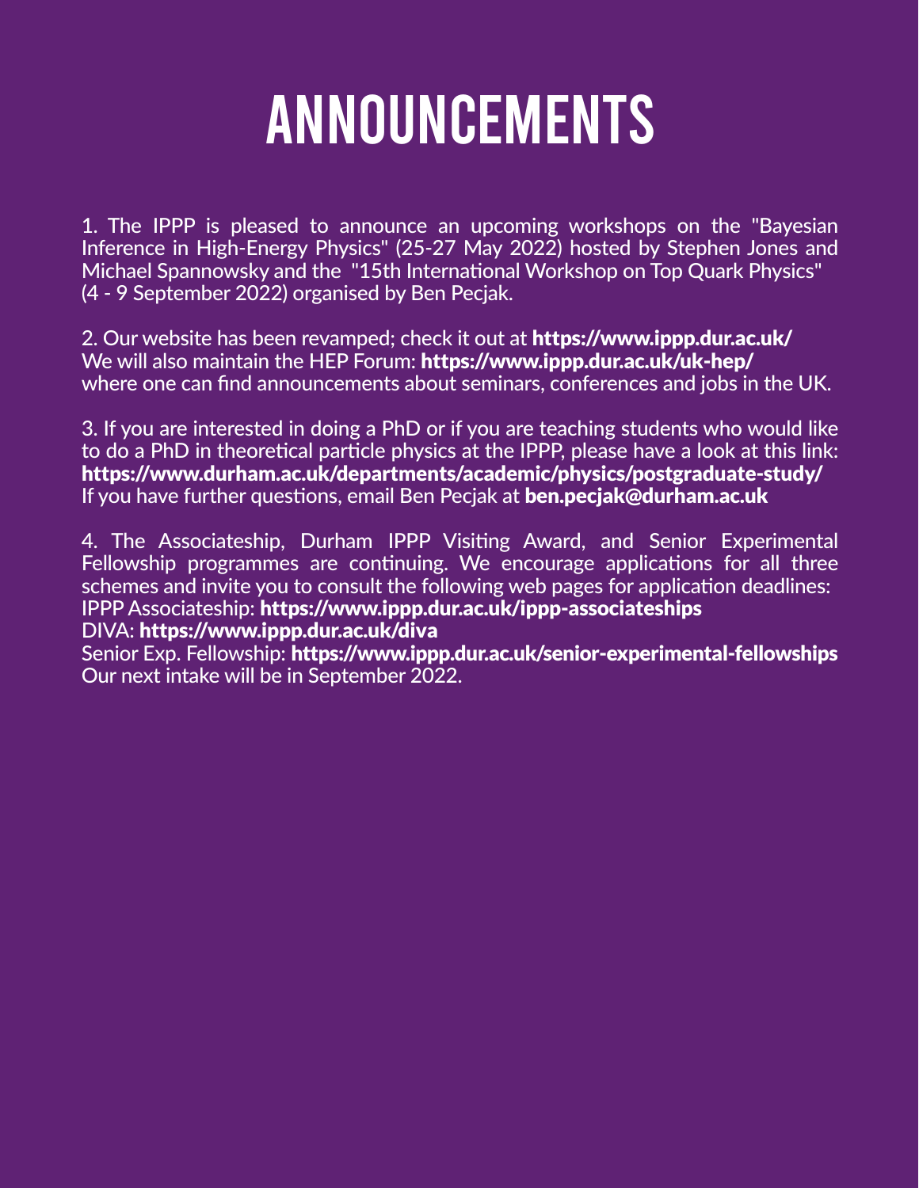# ANNOUNCEMENTS

1. The IPPP is pleased to announce an upcoming workshops on the "Bayesian Inference in High-Energy Physics" (25-27 May 2022) hosted by Stephen Jones and Michael Spannowsky and the "15th International Workshop on Top Quark Physics" (4 - 9 September 2022) organised by Ben Pecjak.

2. Our website has been revamped; check it out at **https://www.ippp.dur.ac.uk/**
We will also maintain the HEP Forum: **https://www.ippp.dur.ac.uk/uk-hep/**
where one can find announcements about seminars, conferences and jobs in the UK.

3. If you are interested in doing a PhD or if you are teaching students who would like to do a PhD in theoretical particle physics at the IPPP, please have a look at this link:
**https://www.durham.ac.uk/departments/academic/physics/postgraduate-study/**
If you have further questions, email Ben Pecjak at **ben.pecjak@durham.ac.uk**

4. The Associateship, Durham IPPP Visiting Award, and Senior Experimental Fellowship programmes are continuing. We encourage applications for all three schemes and invite you to consult the following web pages for application deadlines:
IPPP Associateship: **https://www.ippp.dur.ac.uk/ippp-associateships**
DIVA: **https://www.ippp.dur.ac.uk/diva**
Senior Exp. Fellowship: **https://www.ippp.dur.ac.uk/senior-experimental-fellowships**
Our next intake will be in September 2022.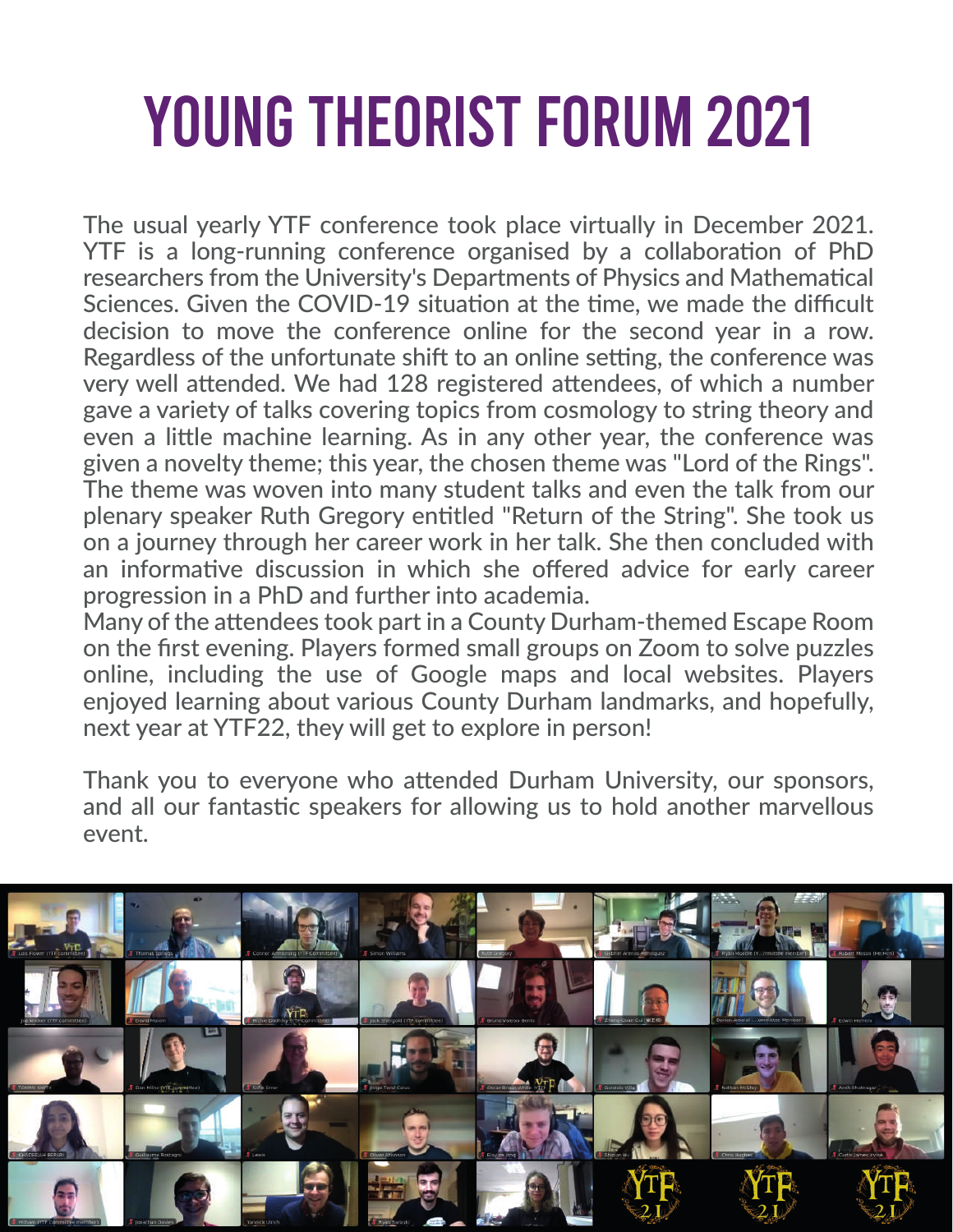# YOUNG THEORIST FORUM 2021

The usual yearly YTF conference took place virtually in December 2021. YTF is a long-running conference organised by a collaboration of PhD researchers from the University's Departments of Physics and Mathematical Sciences. Given the COVID-19 situation at the time, we made the difficult decision to move the conference online for the second year in a row. Regardless of the unfortunate shift to an online setting, the conference was very well attended. We had 128 registered attendees, of which a number gave a variety of talks covering topics from cosmology to string theory and even a little machine learning. As in any other year, the conference was given a novelty theme; this year, the chosen theme was "Lord of the Rings". The theme was woven into many student talks and even the talk from our plenary speaker Ruth Gregory entitled "Return of the String". She took us on a journey through her career work in her talk. She then concluded with an informative discussion in which she offered advice for early career progression in a PhD and further into academia.

Many of the attendees took part in a County Durham-themed Escape Room on the first evening. Players formed small groups on Zoom to solve puzzles online, including the use of Google maps and local websites. Players enjoyed learning about various County Durham landmarks, and hopefully, next year at YTF22, they will get to explore in person!

Thank you to everyone who attended Durham University, our sponsors, and all our fantastic speakers for allowing us to hold another marvellous event.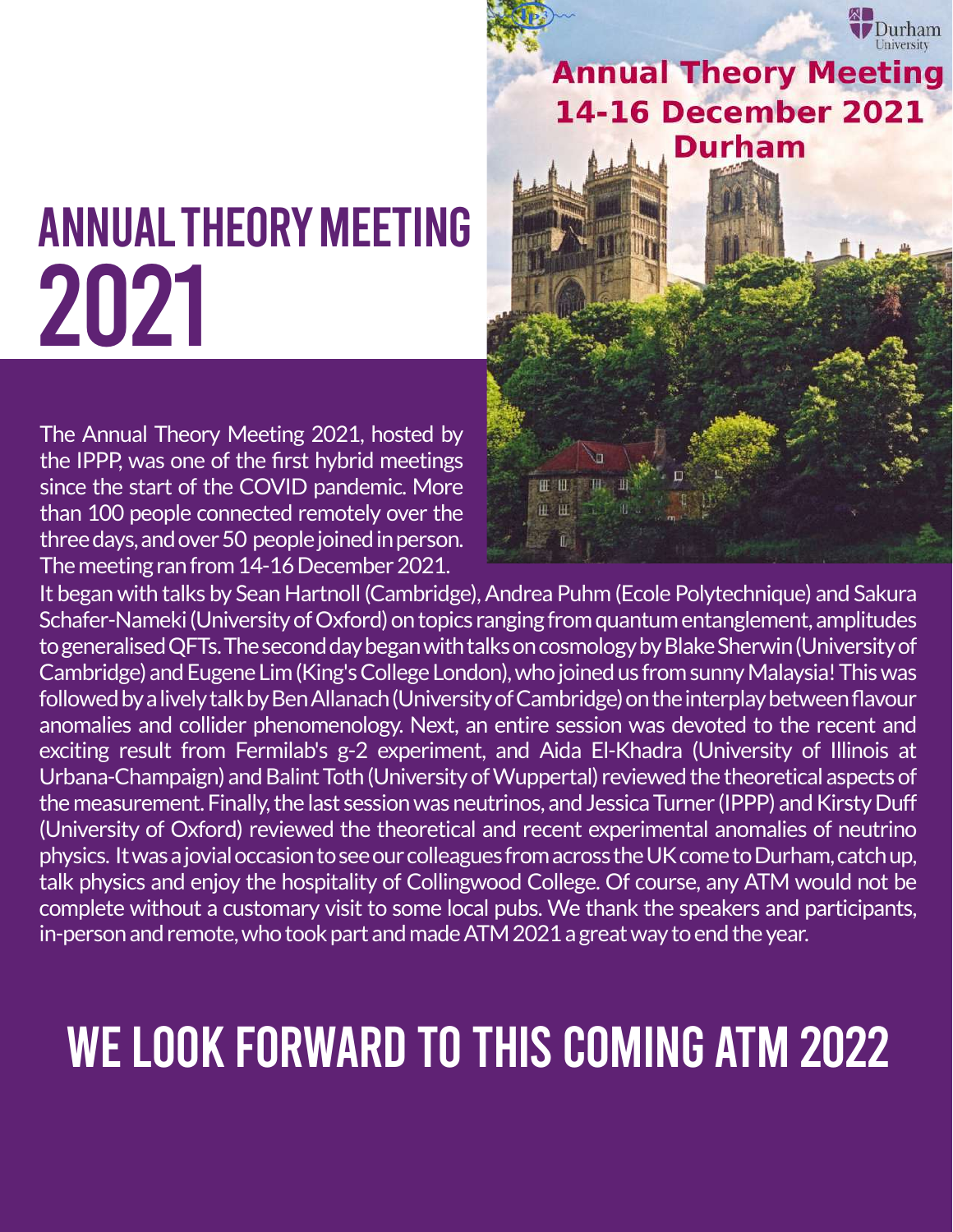# ANNUAL THEORY MEETING 2021

The Annual Theory Meeting 2021, hosted by the IPPP, was one of the first hybrid meetings since the start of the COVID pandemic. More than 100 people connected remotely over the three days, and over 50 people joined in person. The meeting ran from 14-16 December 2021. It began with talks by Sean Hartnoll (Cambridge), Andrea Puhm (Ecole Polytechnique) and Sakura Schafer-Nameki (University of Oxford) on topics ranging from quantum entanglement, amplitudes to generalised QFTs. The second day began with talks on cosmology by Blake Sherwin (University of Cambridge) and Eugene Lim (King's College London), who joined us from sunny Malaysia! This was followed by a lively talk by Ben Allanach (University of Cambridge) on the interplay between flavour anomalies and collider phenomenology. Next, an entire session was devoted to the recent and exciting result from Fermilab's g-2 experiment, and Aida El-Khadra (University of Illinois at Urbana-Champaign) and Balint Toth (University of Wuppertal) reviewed the theoretical aspects of the measurement. Finally, the last session was neutrinos, and Jessica Turner (IPPP) and Kirsty Duff (University of Oxford) reviewed the theoretical and recent experimental anomalies of neutrino physics. It was a jovial occasion to see our colleagues from across the UK come to Durham, catch up, talk physics and enjoy the hospitality of Collingwood College. Of course, any ATM would not be complete without a customary visit to some local pubs. We thank the speakers and participants, in-person and remote, who took part and made ATM 2021 a great way to end the year.

Annual Theory Meeting
14-16 December 2021
Durham

# WE LOOK FORWARD TO THIS COMING ATM 2022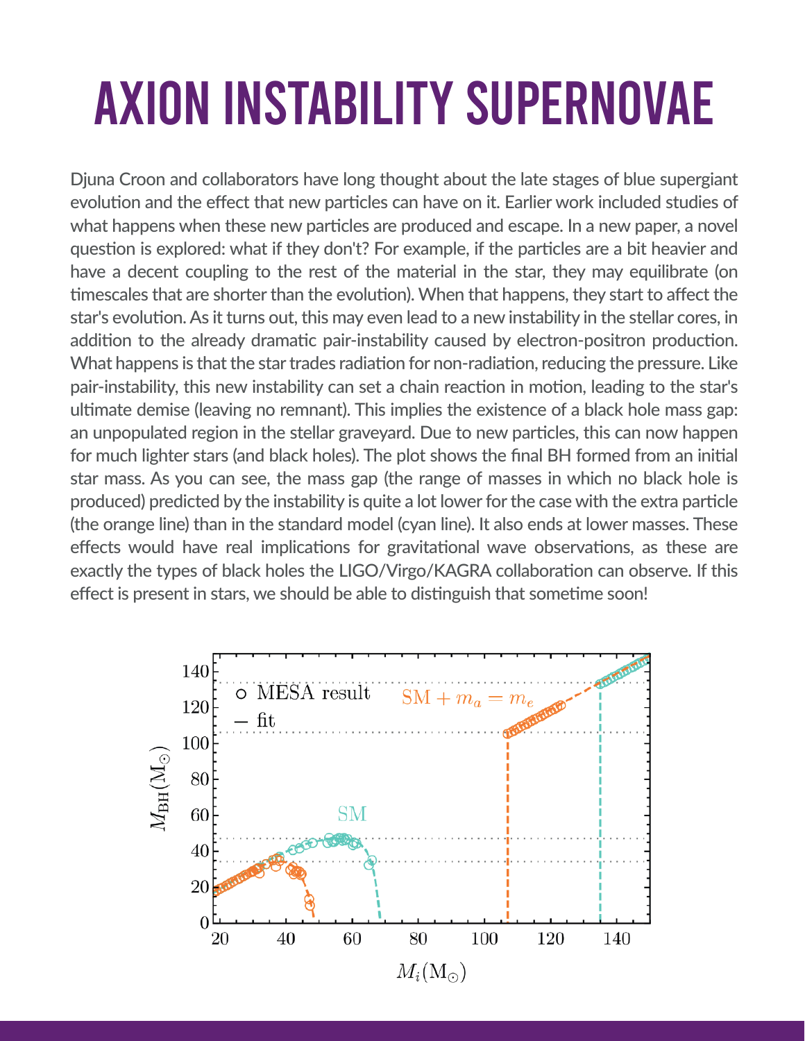# AXION INSTABILITY SUPERNOVAE

Djuna Croon and collaborators have long thought about the late stages of blue supergiant evolution and the effect that new particles can have on it. Earlier work included studies of what happens when these new particles are produced and escape. In a new paper, a novel question is explored: what if they don't? For example, if the particles are a bit heavier and have a decent coupling to the rest of the material in the star, they may equilibrate (on timescales that are shorter than the evolution). When that happens, they start to affect the star's evolution. As it turns out, this may even lead to a new instability in the stellar cores, in addition to the already dramatic pair-instability caused by electron-positron production. What happens is that the star trades radiation for non-radiation, reducing the pressure. Like pair-instability, this new instability can set a chain reaction in motion, leading to the star's ultimate demise (leaving no remnant). This implies the existence of a black hole mass gap: an unpopulated region in the stellar graveyard. Due to new particles, this can now happen for much lighter stars (and black holes). The plot shows the final BH formed from an initial star mass. As you can see, the mass gap (the range of masses in which no black hole is produced) predicted by the instability is quite a lot lower for the case with the extra particle (the orange line) than in the standard model (cyan line). It also ends at lower masses. These effects would have real implications for gravitational wave observations, as these are exactly the types of black holes the LIGO/Virgo/KAGRA collaboration can observe. If this effect is present in stars, we should be able to distinguish that sometime soon!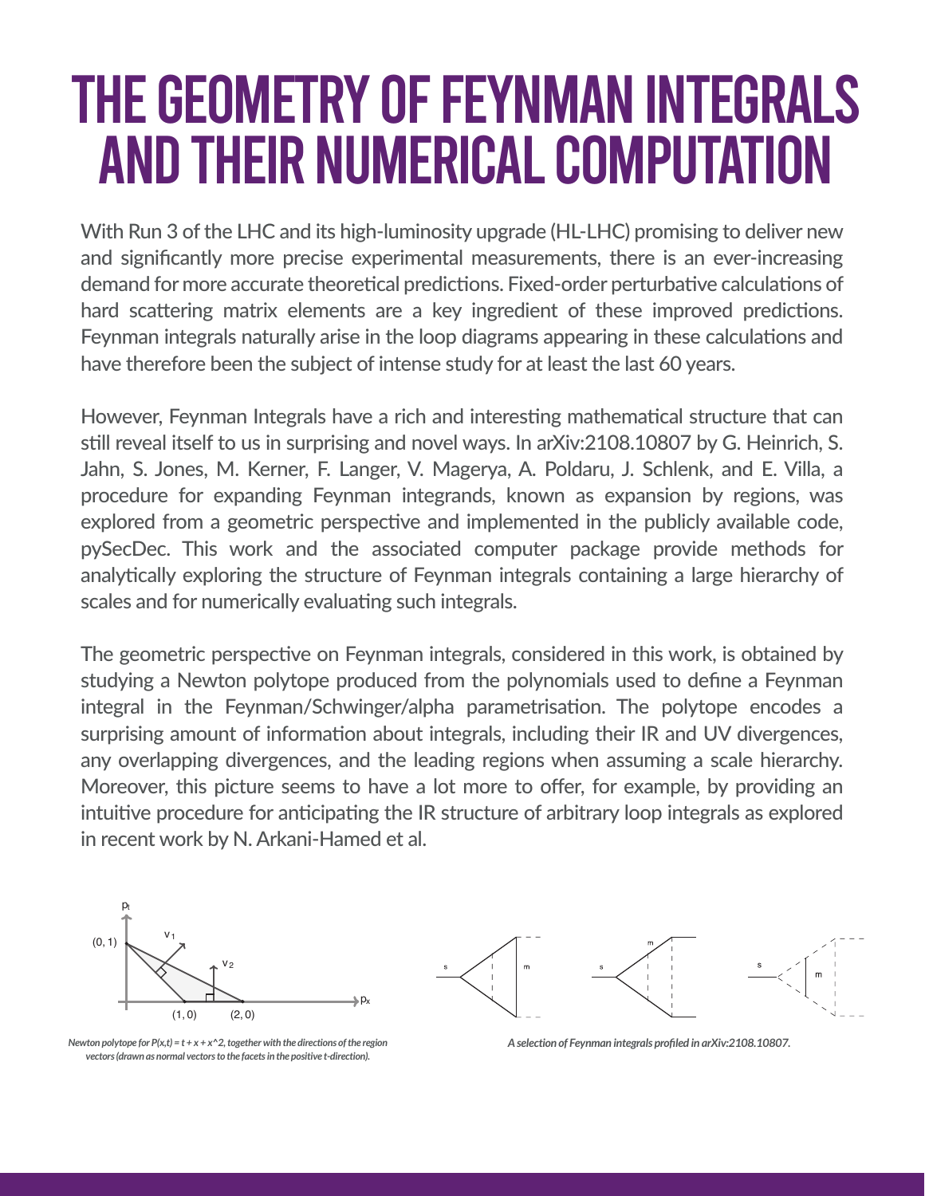# THE GEOMETRY OF FEYNMAN INTEGRALS AND THEIR NUMERICAL COMPUTATION

With Run 3 of the LHC and its high-luminosity upgrade (HL-LHC) promising to deliver new and significantly more precise experimental measurements, there is an ever-increasing demand for more accurate theoretical predictions. Fixed-order perturbative calculations of hard scattering matrix elements are a key ingredient of these improved predictions. Feynman integrals naturally arise in the loop diagrams appearing in these calculations and have therefore been the subject of intense study for at least the last 60 years.

However, Feynman Integrals have a rich and interesting mathematical structure that can still reveal itself to us in surprising and novel ways. In arXiv:2108.10807 by G. Heinrich, S. Jahn, S. Jones, M. Kerner, F. Langer, V. Magerya, A. Poldaru, J. Schlenk, and E. Villa, a procedure for expanding Feynman integrands, known as expansion by regions, was explored from a geometric perspective and implemented in the publicly available code, pySecDec. This work and the associated computer package provide methods for analytically exploring the structure of Feynman integrals containing a large hierarchy of scales and for numerically evaluating such integrals.

The geometric perspective on Feynman integrals, considered in this work, is obtained by studying a Newton polytope produced from the polynomials used to define a Feynman integral in the Feynman/Schwinger/alpha parametrisation. The polytope encodes a surprising amount of information about integrals, including their IR and UV divergences, any overlapping divergences, and the leading regions when assuming a scale hierarchy. Moreover, this picture seems to have a lot more to offer, for example, by providing an intuitive procedure for anticipating the IR structure of arbitrary loop integrals as explored in recent work by N. Arkani-Hamed et al.

$p_t$
$v_1$
$(0, 1)$
$v_2$
$p_x$
$(1, 0)$
$(2, 0)$

*Newton polytope for $P(x,t) = t + x + x^2$, together with the directions of the region vectors (drawn as normal vectors to the facets in the positive t-direction).*

s
m
s
m
s
m

*A selection of Feynman integrals profiled in arXiv:2108.10807.*